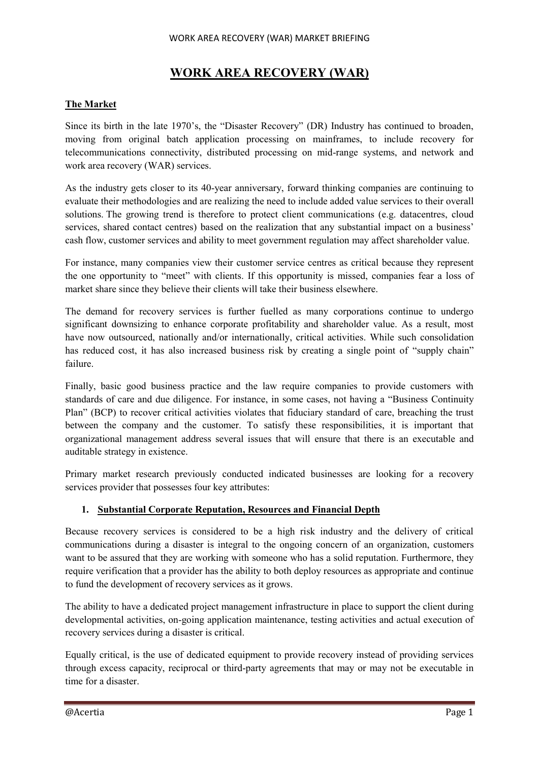# WORK AREA RECOVERY (WAR)

## The Market

Since its birth in the late 1970's, the "Disaster Recovery" (DR) Industry has continued to broaden, moving from original batch application processing on mainframes, to include recovery for telecommunications connectivity, distributed processing on mid-range systems, and network and work area recovery (WAR) services.

As the industry gets closer to its 40-year anniversary, forward thinking companies are continuing to evaluate their methodologies and are realizing the need to include added value services to their overall solutions. The growing trend is therefore to protect client communications (e.g. datacentres, cloud services, shared contact centres) based on the realization that any substantial impact on a business' cash flow, customer services and ability to meet government regulation may affect shareholder value.

For instance, many companies view their customer service centres as critical because they represent the one opportunity to "meet" with clients. If this opportunity is missed, companies fear a loss of market share since they believe their clients will take their business elsewhere.

The demand for recovery services is further fuelled as many corporations continue to undergo significant downsizing to enhance corporate profitability and shareholder value. As a result, most have now outsourced, nationally and/or internationally, critical activities. While such consolidation has reduced cost, it has also increased business risk by creating a single point of "supply chain" failure.

Finally, basic good business practice and the law require companies to provide customers with standards of care and due diligence. For instance, in some cases, not having a "Business Continuity Plan" (BCP) to recover critical activities violates that fiduciary standard of care, breaching the trust between the company and the customer. To satisfy these responsibilities, it is important that organizational management address several issues that will ensure that there is an executable and auditable strategy in existence.

Primary market research previously conducted indicated businesses are looking for a recovery services provider that possesses four key attributes:

### 1. Substantial Corporate Reputation, Resources and Financial Depth

Because recovery services is considered to be a high risk industry and the delivery of critical communications during a disaster is integral to the ongoing concern of an organization, customers want to be assured that they are working with someone who has a solid reputation. Furthermore, they require verification that a provider has the ability to both deploy resources as appropriate and continue to fund the development of recovery services as it grows.

The ability to have a dedicated project management infrastructure in place to support the client during developmental activities, on-going application maintenance, testing activities and actual execution of recovery services during a disaster is critical.

Equally critical, is the use of dedicated equipment to provide recovery instead of providing services through excess capacity, reciprocal or third-party agreements that may or may not be executable in time for a disaster.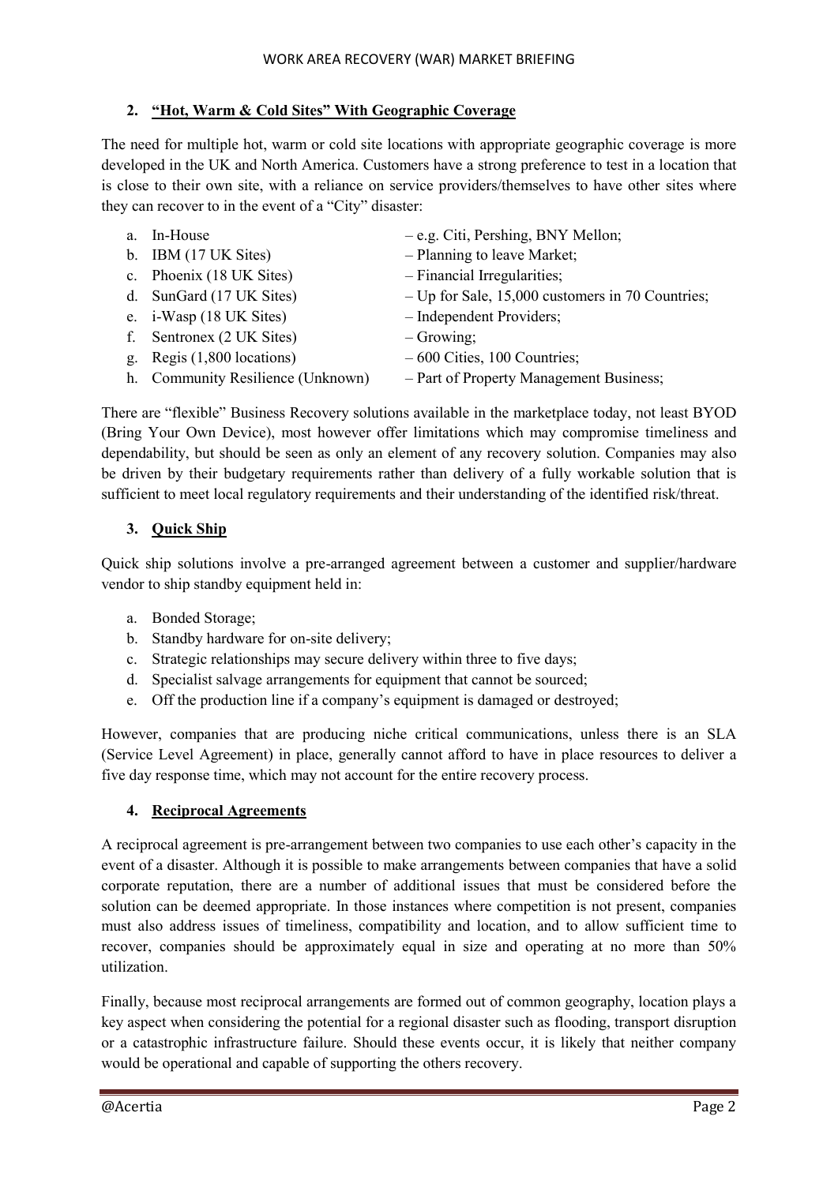## 2. “Hot, Warm & Cold Sites” With Geographic Coverage

The need for multiple hot, warm or cold site locations with appropriate geographic coverage is more developed in the UK and North America. Customers have a strong preference to test in a location that is close to their own site, with a reliance on service providers/themselves to have other sites where they can recover to in the event of a “City” disaster:

a. In-House – e.g. Citi, Pershing, BNY Mellon;
b. IBM (17 UK Sites) – Planning to leave Market;
c. Phoenix (18 UK Sites) – Financial Irregularities;
d. SunGard (17 UK Sites) – Up for Sale, 15,000 customers in 70 Countries;
e. i-Wasp (18 UK Sites) – Independent Providers;
f. Sentronex (2 UK Sites) – Growing;
g. Regis (1,800 locations) – 600 Cities, 100 Countries;
h. Community Resilience (Unknown) – Part of Property Management Business;

There are “flexible” Business Recovery solutions available in the marketplace today, not least BYOD (Bring Your Own Device), most however offer limitations which may compromise timeliness and dependability, but should be seen as only an element of any recovery solution. Companies may also be driven by their budgetary requirements rather than delivery of a fully workable solution that is sufficient to meet local regulatory requirements and their understanding of the identified risk/threat.

## 3. Quick Ship

Quick ship solutions involve a pre-arranged agreement between a customer and supplier/hardware vendor to ship standby equipment held in:

a. Bonded Storage;
b. Standby hardware for on-site delivery;
c. Strategic relationships may secure delivery within three to five days;
d. Specialist salvage arrangements for equipment that cannot be sourced;
e. Off the production line if a company’s equipment is damaged or destroyed;

However, companies that are producing niche critical communications, unless there is an SLA (Service Level Agreement) in place, generally cannot afford to have in place resources to deliver a five day response time, which may not account for the entire recovery process.

## 4. Reciprocal Agreements

A reciprocal agreement is pre-arrangement between two companies to use each other’s capacity in the event of a disaster. Although it is possible to make arrangements between companies that have a solid corporate reputation, there are a number of additional issues that must be considered before the solution can be deemed appropriate. In those instances where competition is not present, companies must also address issues of timeliness, compatibility and location, and to allow sufficient time to recover, companies should be approximately equal in size and operating at no more than 50% utilization.

Finally, because most reciprocal arrangements are formed out of common geography, location plays a key aspect when considering the potential for a regional disaster such as flooding, transport disruption or a catastrophic infrastructure failure. Should these events occur, it is likely that neither company would be operational and capable of supporting the others recovery.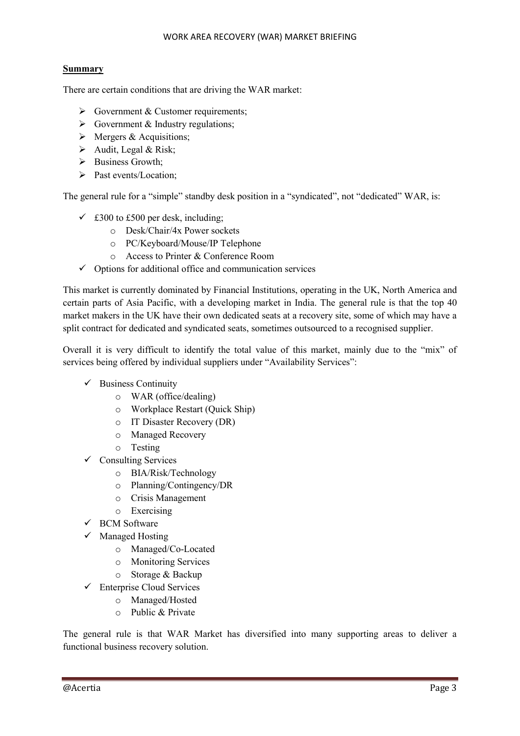**Summary**

There are certain conditions that are driving the WAR market:

- Government & Customer requirements;
- Government & Industry regulations;
- Mergers & Acquisitions;
- Audit, Legal & Risk;
- Business Growth;
- Past events/Location;

The general rule for a "simple" standby desk position in a "syndicated", not "dedicated" WAR, is:

- £300 to £500 per desk, including;
  - Desk/Chair/4x Power sockets
  - PC/Keyboard/Mouse/IP Telephone
  - Access to Printer & Conference Room
- Options for additional office and communication services

This market is currently dominated by Financial Institutions, operating in the UK, North America and certain parts of Asia Pacific, with a developing market in India. The general rule is that the top 40 market makers in the UK have their own dedicated seats at a recovery site, some of which may have a split contract for dedicated and syndicated seats, sometimes outsourced to a recognised supplier.

Overall it is very difficult to identify the total value of this market, mainly due to the "mix" of services being offered by individual suppliers under "Availability Services":

- Business Continuity
  - WAR (office/dealing)
  - Workplace Restart (Quick Ship)
  - IT Disaster Recovery (DR)
  - Managed Recovery
  - Testing
- Consulting Services
  - BIA/Risk/Technology
  - Planning/Contingency/DR
  - Crisis Management
  - Exercising
- BCM Software
- Managed Hosting
  - Managed/Co-Located
  - Monitoring Services
  - Storage & Backup
- Enterprise Cloud Services
  - Managed/Hosted
  - Public & Private

The general rule is that WAR Market has diversified into many supporting areas to deliver a functional business recovery solution.